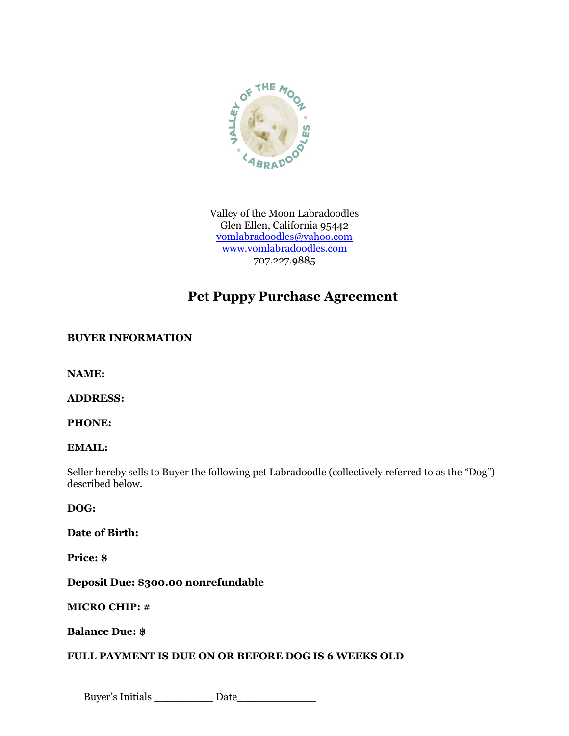Valley of the Moon Labradoodles
Glen Ellen, California 95442
vomlabradoodles@yahoo.com
www.vomlabradoodles.com
707.227.9885

# Pet Puppy Purchase Agreement

**BUYER INFORMATION**

**NAME:**

**ADDRESS:**

**PHONE:**

**EMAIL:**

Seller hereby sells to Buyer the following pet Labradoodle (collectively referred to as the "Dog") described below.

**DOG:**

**Date of Birth:**

**Price: $**

**Deposit Due: $300.00 nonrefundable**

**MICRO CHIP: #**

**Balance Due: $**

**FULL PAYMENT IS DUE ON OR BEFORE DOG IS 6 WEEKS OLD**

Buyer's Initials _________ Date____________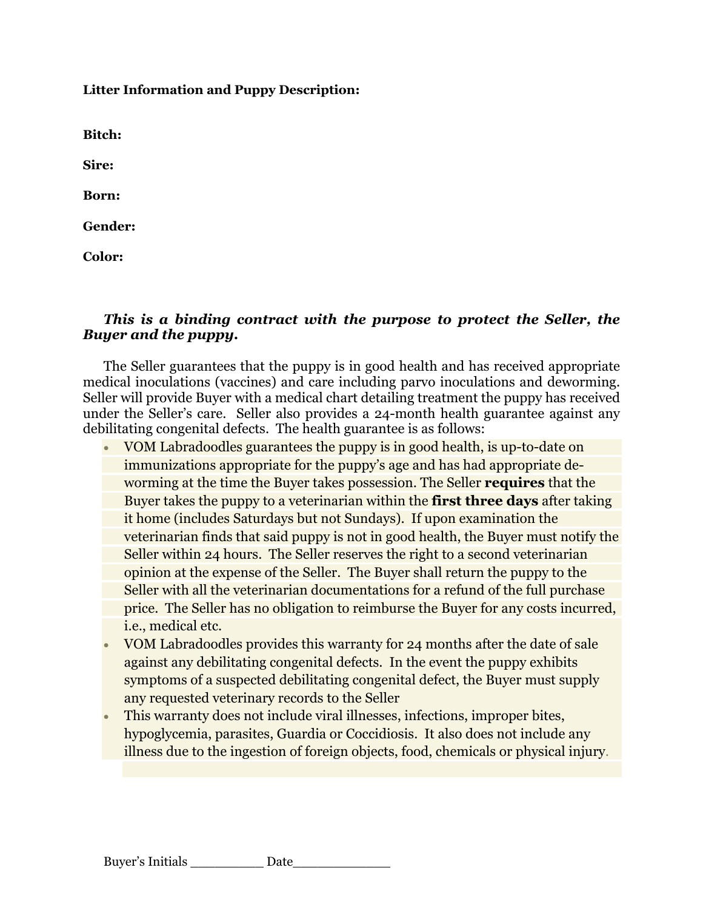**Litter Information and Puppy Description:**

**Bitch:**

**Sire:**

**Born:**

**Gender:**

**Color:**

***This is a binding contract with the purpose to protect the Seller, the Buyer and the puppy.***

The Seller guarantees that the puppy is in good health and has received appropriate medical inoculations (vaccines) and care including parvo inoculations and deworming. Seller will provide Buyer with a medical chart detailing treatment the puppy has received under the Seller's care. Seller also provides a 24-month health guarantee against any debilitating congenital defects. The health guarantee is as follows:

- VOM Labradoodles guarantees the puppy is in good health, is up-to-date on immunizations appropriate for the puppy's age and has had appropriate de-worming at the time the Buyer takes possession. The Seller **requires** that the Buyer takes the puppy to a veterinarian within the **first three days** after taking it home (includes Saturdays but not Sundays). If upon examination the veterinarian finds that said puppy is not in good health, the Buyer must notify the Seller within 24 hours. The Seller reserves the right to a second veterinarian opinion at the expense of the Seller. The Buyer shall return the puppy to the Seller with all the veterinarian documentations for a refund of the full purchase price. The Seller has no obligation to reimburse the Buyer for any costs incurred, i.e., medical etc.
- VOM Labradoodles provides this warranty for 24 months after the date of sale against any debilitating congenital defects. In the event the puppy exhibits symptoms of a suspected debilitating congenital defect, the Buyer must supply any requested veterinary records to the Seller
- This warranty does not include viral illnesses, infections, improper bites, hypoglycemia, parasites, Guardia or Coccidiosis. It also does not include any illness due to the ingestion of foreign objects, food, chemicals or physical injury.

Buyer's Initials _________ Date____________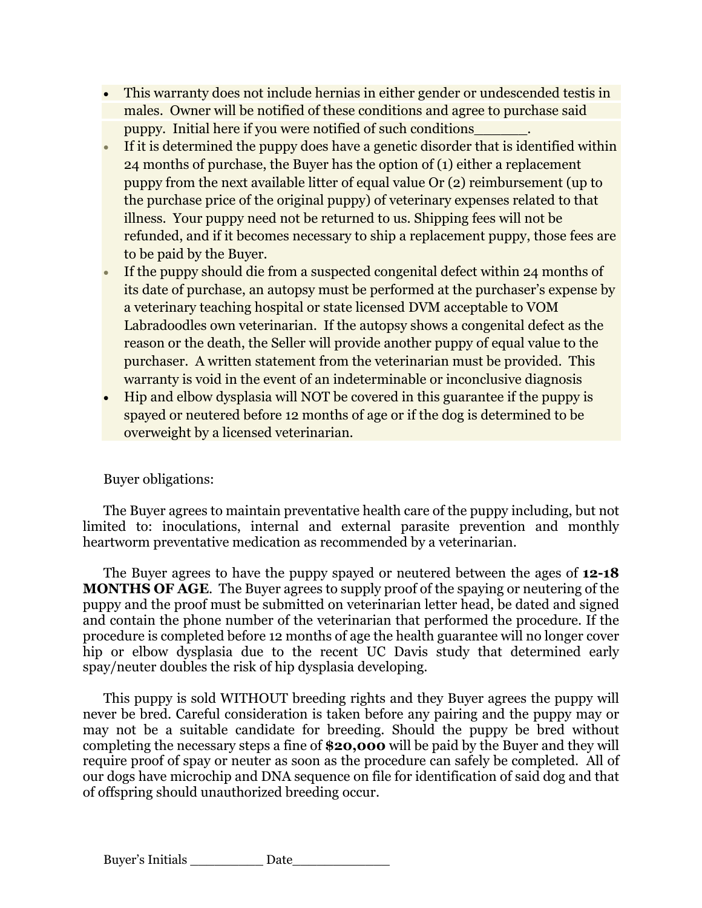- This warranty does not include hernias in either gender or undescended testis in males. Owner will be notified of these conditions and agree to purchase said puppy. Initial here if you were notified of such conditions______.
- If it is determined the puppy does have a genetic disorder that is identified within 24 months of purchase, the Buyer has the option of (1) either a replacement puppy from the next available litter of equal value Or (2) reimbursement (up to the purchase price of the original puppy) of veterinary expenses related to that illness. Your puppy need not be returned to us. Shipping fees will not be refunded, and if it becomes necessary to ship a replacement puppy, those fees are to be paid by the Buyer.
- If the puppy should die from a suspected congenital defect within 24 months of its date of purchase, an autopsy must be performed at the purchaser's expense by a veterinary teaching hospital or state licensed DVM acceptable to VOM Labradoodles own veterinarian. If the autopsy shows a congenital defect as the reason or the death, the Seller will provide another puppy of equal value to the purchaser. A written statement from the veterinarian must be provided. This warranty is void in the event of an indeterminable or inconclusive diagnosis
- Hip and elbow dysplasia will NOT be covered in this guarantee if the puppy is spayed or neutered before 12 months of age or if the dog is determined to be overweight by a licensed veterinarian.

Buyer obligations:

The Buyer agrees to maintain preventative health care of the puppy including, but not limited to: inoculations, internal and external parasite prevention and monthly heartworm preventative medication as recommended by a veterinarian.

The Buyer agrees to have the puppy spayed or neutered between the ages of **12-18 MONTHS OF AGE**. The Buyer agrees to supply proof of the spaying or neutering of the puppy and the proof must be submitted on veterinarian letter head, be dated and signed and contain the phone number of the veterinarian that performed the procedure. If the procedure is completed before 12 months of age the health guarantee will no longer cover hip or elbow dysplasia due to the recent UC Davis study that determined early spay/neuter doubles the risk of hip dysplasia developing.

This puppy is sold WITHOUT breeding rights and they Buyer agrees the puppy will never be bred. Careful consideration is taken before any pairing and the puppy may or may not be a suitable candidate for breeding. Should the puppy be bred without completing the necessary steps a fine of **$20,000** will be paid by the Buyer and they will require proof of spay or neuter as soon as the procedure can safely be completed. All of our dogs have microchip and DNA sequence on file for identification of said dog and that of offspring should unauthorized breeding occur.

Buyer's Initials _________ Date____________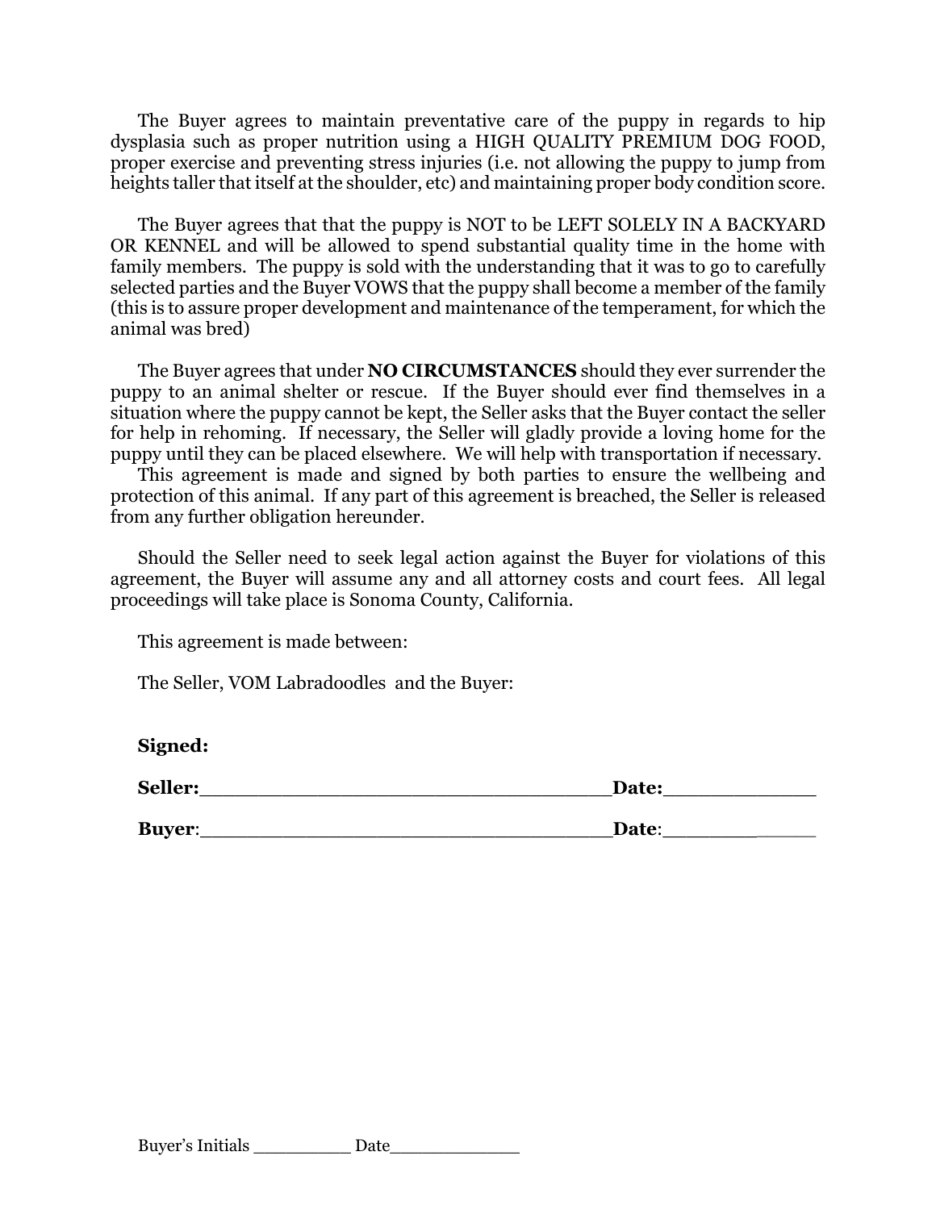The Buyer agrees to maintain preventative care of the puppy in regards to hip dysplasia such as proper nutrition using a HIGH QUALITY PREMIUM DOG FOOD, proper exercise and preventing stress injuries (i.e. not allowing the puppy to jump from heights taller that itself at the shoulder, etc) and maintaining proper body condition score.

The Buyer agrees that that the puppy is NOT to be LEFT SOLELY IN A BACKYARD OR KENNEL and will be allowed to spend substantial quality time in the home with family members. The puppy is sold with the understanding that it was to go to carefully selected parties and the Buyer VOWS that the puppy shall become a member of the family (this is to assure proper development and maintenance of the temperament, for which the animal was bred)

The Buyer agrees that under **NO CIRCUMSTANCES** should they ever surrender the puppy to an animal shelter or rescue. If the Buyer should ever find themselves in a situation where the puppy cannot be kept, the Seller asks that the Buyer contact the seller for help in rehoming. If necessary, the Seller will gladly provide a loving home for the puppy until they can be placed elsewhere. We will help with transportation if necessary.

This agreement is made and signed by both parties to ensure the wellbeing and protection of this animal. If any part of this agreement is breached, the Seller is released from any further obligation hereunder.

Should the Seller need to seek legal action against the Buyer for violations of this agreement, the Buyer will assume any and all attorney costs and court fees. All legal proceedings will take place is Sonoma County, California.

This agreement is made between:

The Seller, VOM Labradoodles and the Buyer:

**Signed:**

**Seller:**___________________________________**Date:**_____________

**Buyer**:___________________________________**Date**:_____________

Buyer's Initials _________ Date_____________